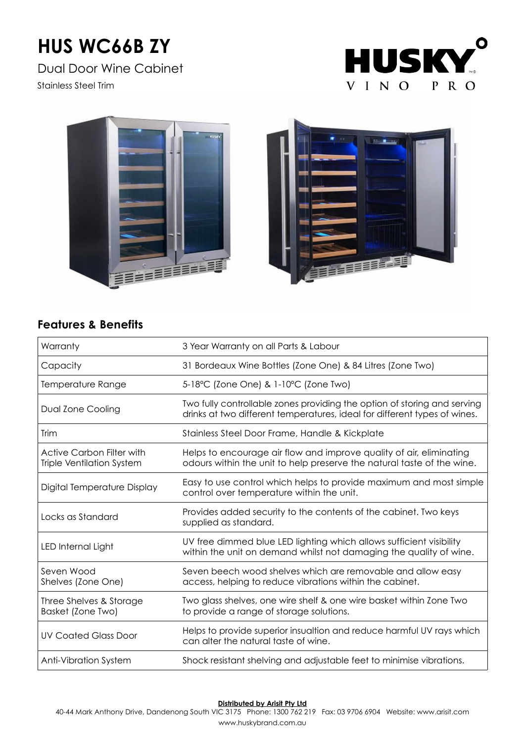# HUS WC66B ZY

Dual Door Wine Cabinet

Stainless Steel Trim

## Features & Benefits

| Warranty | 3 Year Warranty on all Parts & Labour |
| --- | --- |
| Capacity | 31 Bordeaux Wine Bottles (Zone One) & 84 Litres (Zone Two) |
| Temperature Range | 5-18°C (Zone One) & 1-10°C (Zone Two) |
| Dual Zone Cooling | Two fully controllable zones providing the option of storing and serving drinks at two different temperatures, ideal for different types of wines. |
| Trim | Stainless Steel Door Frame, Handle & Kickplate |
| Active Carbon Filter with Triple Ventilation System | Helps to encourage air flow and improve quality of air, eliminating odours within the unit to help preserve the natural taste of the wine. |
| Digital Temperature Display | Easy to use control which helps to provide maximum and most simple control over temperature within the unit. |
| Locks as Standard | Provides added security to the contents of the cabinet. Two keys supplied as standard. |
| LED Internal Light | UV free dimmed blue LED lighting which allows sufficient visibility within the unit on demand whilst not damaging the quality of wine. |
| Seven Wood Shelves (Zone One) | Seven beech wood shelves which are removable and allow easy access, helping to reduce vibrations within the cabinet. |
| Three Shelves & Storage Basket (Zone Two) | Two glass shelves, one wire shelf & one wire basket within Zone Two to provide a range of storage solutions. |
| UV Coated Glass Door | Helps to provide superior insualtion and reduce harmful UV rays which can alter the natural taste of wine. |
| Anti-Vibration System | Shock resistant shelving and adjustable feet to minimise vibrations. |

**Distributed by Arisit Pty Ltd**

40-44 Mark Anthony Drive, Dandenong South VIC 3175 Phone: 1300 762 219 Fax: 03 9706 6904 Website: www.arisit.com

www.huskybrand.com.au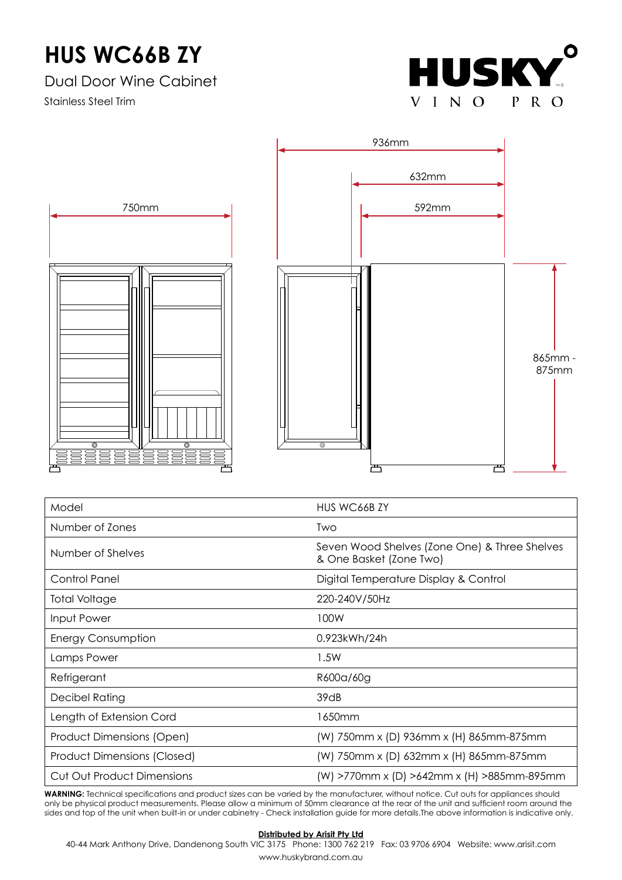# HUS WC66B ZY

Dual Door Wine Cabinet

Stainless Steel Trim

HUSKY VINO PRO

750mm

936mm

632mm

592mm

865mm - 875mm

| Model | HUS WC66B ZY |
|---|---|
| Number of Zones | Two |
| Number of Shelves | Seven Wood Shelves (Zone One) & Three Shelves & One Basket (Zone Two) |
| Control Panel | Digital Temperature Display & Control |
| Total Voltage | 220-240V/50Hz |
| Input Power | 100W |
| Energy Consumption | 0.923kWh/24h |
| Lamps Power | 1.5W |
| Refrigerant | R600a/60g |
| Decibel Rating | 39dB |
| Length of Extension Cord | 1650mm |
| Product Dimensions (Open) | (W) 750mm x (D) 936mm x (H) 865mm-875mm |
| Product Dimensions (Closed) | (W) 750mm x (D) 632mm x (H) 865mm-875mm |
| Cut Out Product Dimensions | (W) >770mm x (D) >642mm x (H) >885mm-895mm |

**WARNING:** Technical specifications and product sizes can be varied by the manufacturer, without notice. Cut outs for appliances should only be physical product measurements. Please allow a minimum of 50mm clearance at the rear of the unit and sufficient room around the sides and top of the unit when built-in or under cabinetry - Check installation guide for more details.The above information is indicative only.

**Distributed by Arisit Pty Ltd**

40-44 Mark Anthony Drive, Dandenong South VIC 3175 Phone: 1300 762 219 Fax: 03 9706 6904 Website: www.arisit.com

www.huskybrand.com.au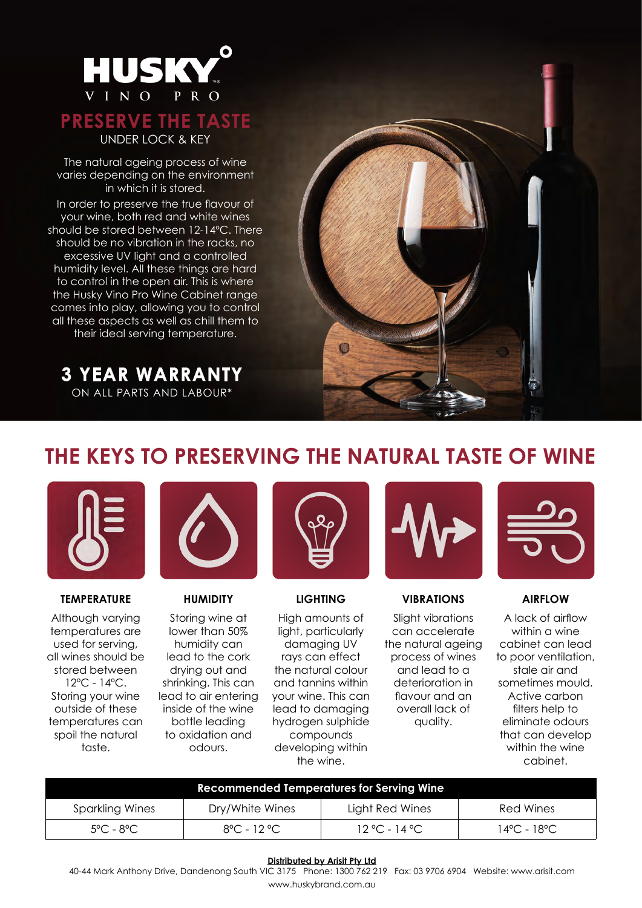# HUSKY VINO PRO

## PRESERVE THE TASTE

UNDER LOCK & KEY

The natural ageing process of wine varies depending on the environment in which it is stored.

In order to preserve the true flavour of your wine, both red and white wines should be stored between 12-14°C. There should be no vibration in the racks, no excessive UV light and a controlled humidity level. All these things are hard to control in the open air. This is where the Husky Vino Pro Wine Cabinet range comes into play, allowing you to control all these aspects as well as chill them to their ideal serving temperature.

### 3 YEAR WARRANTY

ON ALL PARTS AND LABOUR*

## THE KEYS TO PRESERVING THE NATURAL TASTE OF WINE

### TEMPERATURE

Although varying temperatures are used for serving, all wines should be stored between 12°C - 14°C. Storing your wine outside of these temperatures can spoil the natural taste.

### HUMIDITY

Storing wine at lower than 50% humidity can lead to the cork drying out and shrinking. This can lead to air entering inside of the wine bottle leading to oxidation and odours.

### LIGHTING

High amounts of light, particularly damaging UV rays can effect the natural colour and tannins within your wine. This can lead to damaging hydrogen sulphide compounds developing within the wine.

### VIBRATIONS

Slight vibrations can accelerate the natural ageing process of wines and lead to a deterioration in flavour and an overall lack of quality.

### AIRFLOW

A lack of airflow within a wine cabinet can lead to poor ventilation, stale air and sometimes mould. Active carbon filters help to eliminate odours that can develop within the wine cabinet.

| Recommended Temperatures for Serving Wine | | | |
|---|---|---|---|
| Sparkling Wines | Dry/White Wines | Light Red Wines | Red Wines |
| 5°C - 8°C | 8°C - 12 °C | 12 °C - 14 °C | 14°C - 18°C |

**Distributed by Arisit Pty Ltd**

40-44 Mark Anthony Drive, Dandenong South VIC 3175 Phone: 1300 762 219 Fax: 03 9706 6904 Website: www.arisit.com

www.huskybrand.com.au